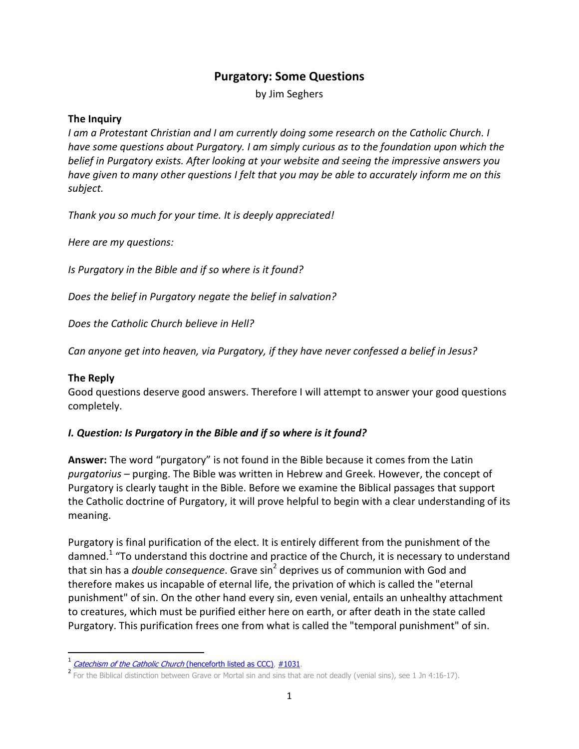# Purgatory: Some Questions

by Jim Seghers

### The Inquiry

*I am a Protestant Christian and I am currently doing some research on the Catholic Church. I have some questions about Purgatory. I am simply curious as to the foundation upon which the belief in Purgatory exists. After looking at your website and seeing the impressive answers you have given to many other questions I felt that you may be able to accurately inform me on this subject.*

*Thank you so much for your time. It is deeply appreciated!*

*Here are my questions:*

*Is Purgatory in the Bible and if so where is it found?*

*Does the belief in Purgatory negate the belief in salvation?*

*Does the Catholic Church believe in Hell?*

*Can anyone get into heaven, via Purgatory, if they have never confessed a belief in Jesus?*

### The Reply

Good questions deserve good answers. Therefore I will attempt to answer your good questions completely.

### *I. Question: Is Purgatory in the Bible and if so where is it found?*

**Answer:** The word "purgatory" is not found in the Bible because it comes from the Latin *purgatorius* – purging. The Bible was written in Hebrew and Greek. However, the concept of Purgatory is clearly taught in the Bible. Before we examine the Biblical passages that support the Catholic doctrine of Purgatory, it will prove helpful to begin with a clear understanding of its meaning.

Purgatory is final purification of the elect. It is entirely different from the punishment of the damned.[1] "To understand this doctrine and practice of the Church, it is necessary to understand that sin has a *double consequence*. Grave sin[2] deprives us of communion with God and therefore makes us incapable of eternal life, the privation of which is called the "eternal punishment" of sin. On the other hand every sin, even venial, entails an unhealthy attachment to creatures, which must be purified either here on earth, or after death in the state called Purgatory. This purification frees one from what is called the "temporal punishment" of sin.

---

[1] *Catechism of the Catholic Church* (henceforth listed as CCC), #1031.

[2] For the Biblical distinction between Grave or Mortal sin and sins that are not deadly (venial sins), see 1 Jn 4:16-17).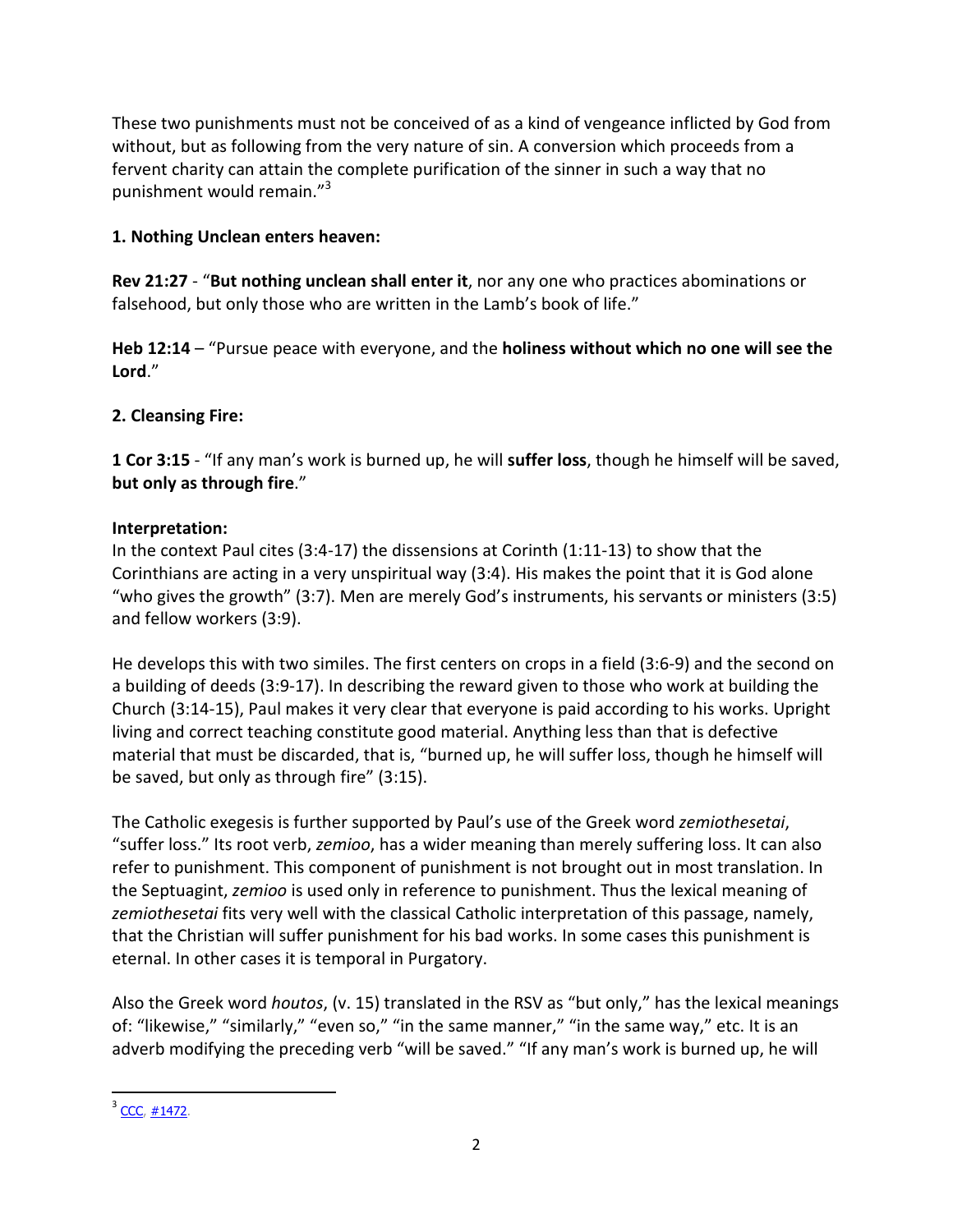These two punishments must not be conceived of as a kind of vengeance inflicted by God from without, but as following from the very nature of sin. A conversion which proceeds from a fervent charity can attain the complete purification of the sinner in such a way that no punishment would remain."[3]

**1. Nothing Unclean enters heaven:**

**Rev 21:27** - "**But nothing unclean shall enter it**, nor any one who practices abominations or falsehood, but only those who are written in the Lamb's book of life."

**Heb 12:14** – "Pursue peace with everyone, and the **holiness without which no one will see the Lord**."

**2. Cleansing Fire:**

**1 Cor 3:15** - "If any man's work is burned up, he will **suffer loss**, though he himself will be saved, **but only as through fire**."

**Interpretation:**
In the context Paul cites (3:4-17) the dissensions at Corinth (1:11-13) to show that the Corinthians are acting in a very unspiritual way (3:4). His makes the point that it is God alone "who gives the growth" (3:7). Men are merely God's instruments, his servants or ministers (3:5) and fellow workers (3:9).

He develops this with two similes. The first centers on crops in a field (3:6-9) and the second on a building of deeds (3:9-17). In describing the reward given to those who work at building the Church (3:14-15), Paul makes it very clear that everyone is paid according to his works. Upright living and correct teaching constitute good material. Anything less than that is defective material that must be discarded, that is, "burned up, he will suffer loss, though he himself will be saved, but only as through fire" (3:15).

The Catholic exegesis is further supported by Paul's use of the Greek word *zemiothesetai*, "suffer loss." Its root verb, *zemioo*, has a wider meaning than merely suffering loss. It can also refer to punishment. This component of punishment is not brought out in most translation. In the Septuagint, *zemioo* is used only in reference to punishment. Thus the lexical meaning of *zemiothesetai* fits very well with the classical Catholic interpretation of this passage, namely, that the Christian will suffer punishment for his bad works. In some cases this punishment is eternal. In other cases it is temporal in Purgatory.

Also the Greek word *houtos*, (v. 15) translated in the RSV as "but only," has the lexical meanings of: "likewise," "similarly," "even so," "in the same manner," "in the same way," etc. It is an adverb modifying the preceding verb "will be saved." "If any man's work is burned up, he will

[3] CCC, #1472.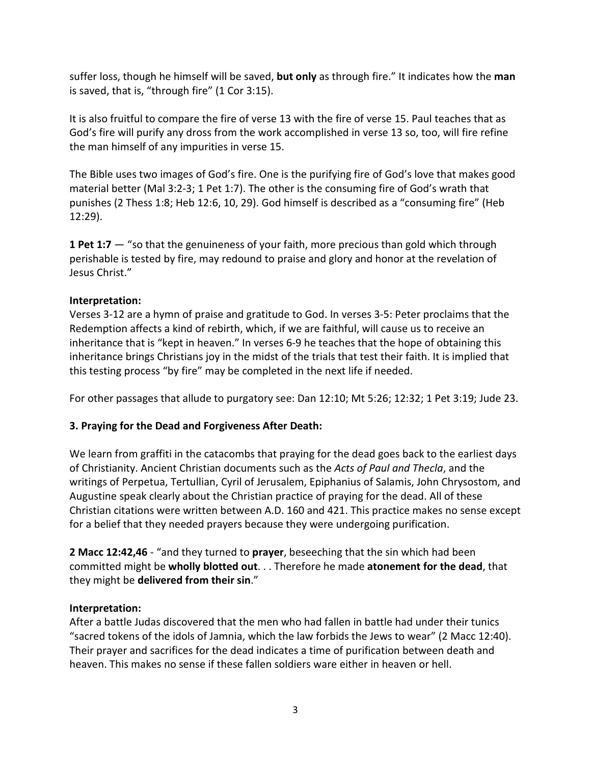suffer loss, though he himself will be saved, **but only** as through fire." It indicates how the **man** is saved, that is, "through fire" (1 Cor 3:15).

It is also fruitful to compare the fire of verse 13 with the fire of verse 15. Paul teaches that as God's fire will purify any dross from the work accomplished in verse 13 so, too, will fire refine the man himself of any impurities in verse 15.

The Bible uses two images of God's fire. One is the purifying fire of God's love that makes good material better (Mal 3:2-3; 1 Pet 1:7). The other is the consuming fire of God's wrath that punishes (2 Thess 1:8; Heb 12:6, 10, 29). God himself is described as a "consuming fire" (Heb 12:29).

**1 Pet 1:7** — "so that the genuineness of your faith, more precious than gold which through perishable is tested by fire, may redound to praise and glory and honor at the revelation of Jesus Christ."

**Interpretation:**
Verses 3-12 are a hymn of praise and gratitude to God. In verses 3-5: Peter proclaims that the Redemption affects a kind of rebirth, which, if we are faithful, will cause us to receive an inheritance that is "kept in heaven." In verses 6-9 he teaches that the hope of obtaining this inheritance brings Christians joy in the midst of the trials that test their faith. It is implied that this testing process "by fire" may be completed in the next life if needed.

For other passages that allude to purgatory see: Dan 12:10; Mt 5:26; 12:32; 1 Pet 3:19; Jude 23.

### 3. Praying for the Dead and Forgiveness After Death:

We learn from graffiti in the catacombs that praying for the dead goes back to the earliest days of Christianity. Ancient Christian documents such as the *Acts of Paul and Thecla*, and the writings of Perpetua, Tertullian, Cyril of Jerusalem, Epiphanius of Salamis, John Chrysostom, and Augustine speak clearly about the Christian practice of praying for the dead. All of these Christian citations were written between A.D. 160 and 421. This practice makes no sense except for a belief that they needed prayers because they were undergoing purification.

**2 Macc 12:42,46** - "and they turned to **prayer**, beseeching that the sin which had been committed might be **wholly blotted out**. . . Therefore he made **atonement for the dead**, that they might be **delivered from their sin**."

**Interpretation:**
After a battle Judas discovered that the men who had fallen in battle had under their tunics "sacred tokens of the idols of Jamnia, which the law forbids the Jews to wear" (2 Macc 12:40). Their prayer and sacrifices for the dead indicates a time of purification between death and heaven. This makes no sense if these fallen soldiers ware either in heaven or hell.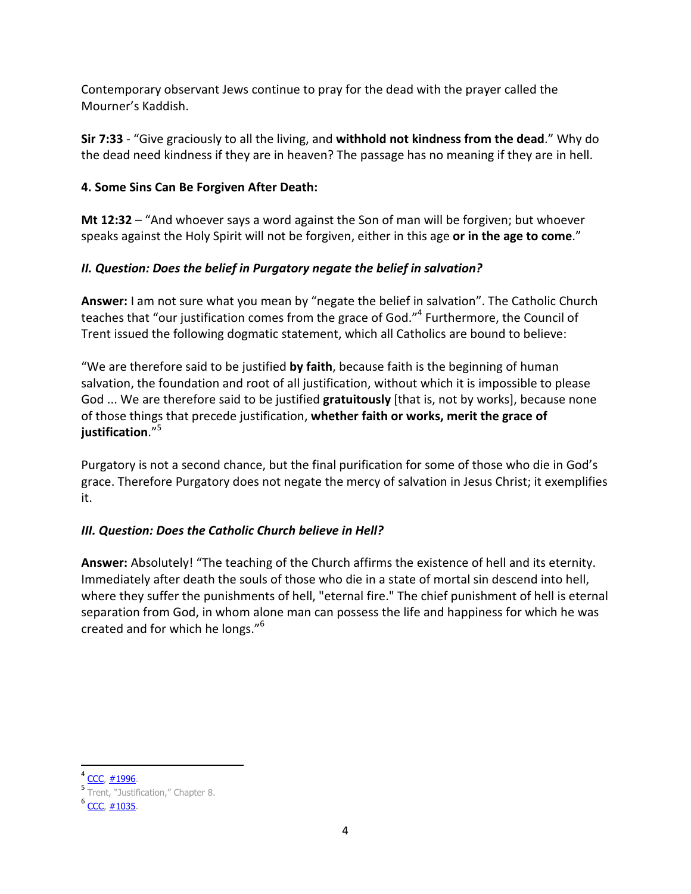Contemporary observant Jews continue to pray for the dead with the prayer called the Mourner's Kaddish.

**Sir 7:33** - "Give graciously to all the living, and **withhold not kindness from the dead**." Why do the dead need kindness if they are in heaven? The passage has no meaning if they are in hell.

**4. Some Sins Can Be Forgiven After Death:**

**Mt 12:32** – "And whoever says a word against the Son of man will be forgiven; but whoever speaks against the Holy Spirit will not be forgiven, either in this age **or in the age to come**."

***II. Question: Does the belief in Purgatory negate the belief in salvation?***

**Answer:** I am not sure what you mean by "negate the belief in salvation". The Catholic Church teaches that "our justification comes from the grace of God."[4] Furthermore, the Council of Trent issued the following dogmatic statement, which all Catholics are bound to believe:

"We are therefore said to be justified **by faith**, because faith is the beginning of human salvation, the foundation and root of all justification, without which it is impossible to please God ... We are therefore said to be justified **gratuitously** [that is, not by works], because none of those things that precede justification, **whether faith or works, merit the grace of justification**."[5]

Purgatory is not a second chance, but the final purification for some of those who die in God's grace. Therefore Purgatory does not negate the mercy of salvation in Jesus Christ; it exemplifies it.

***III. Question: Does the Catholic Church believe in Hell?***

**Answer:** Absolutely! "The teaching of the Church affirms the existence of hell and its eternity. Immediately after death the souls of those who die in a state of mortal sin descend into hell, where they suffer the punishments of hell, "eternal fire." The chief punishment of hell is eternal separation from God, in whom alone man can possess the life and happiness for which he was created and for which he longs."[6]

---

[4] CCC, #1996.

[5] Trent, "Justification," Chapter 8.

[6] CCC, #1035.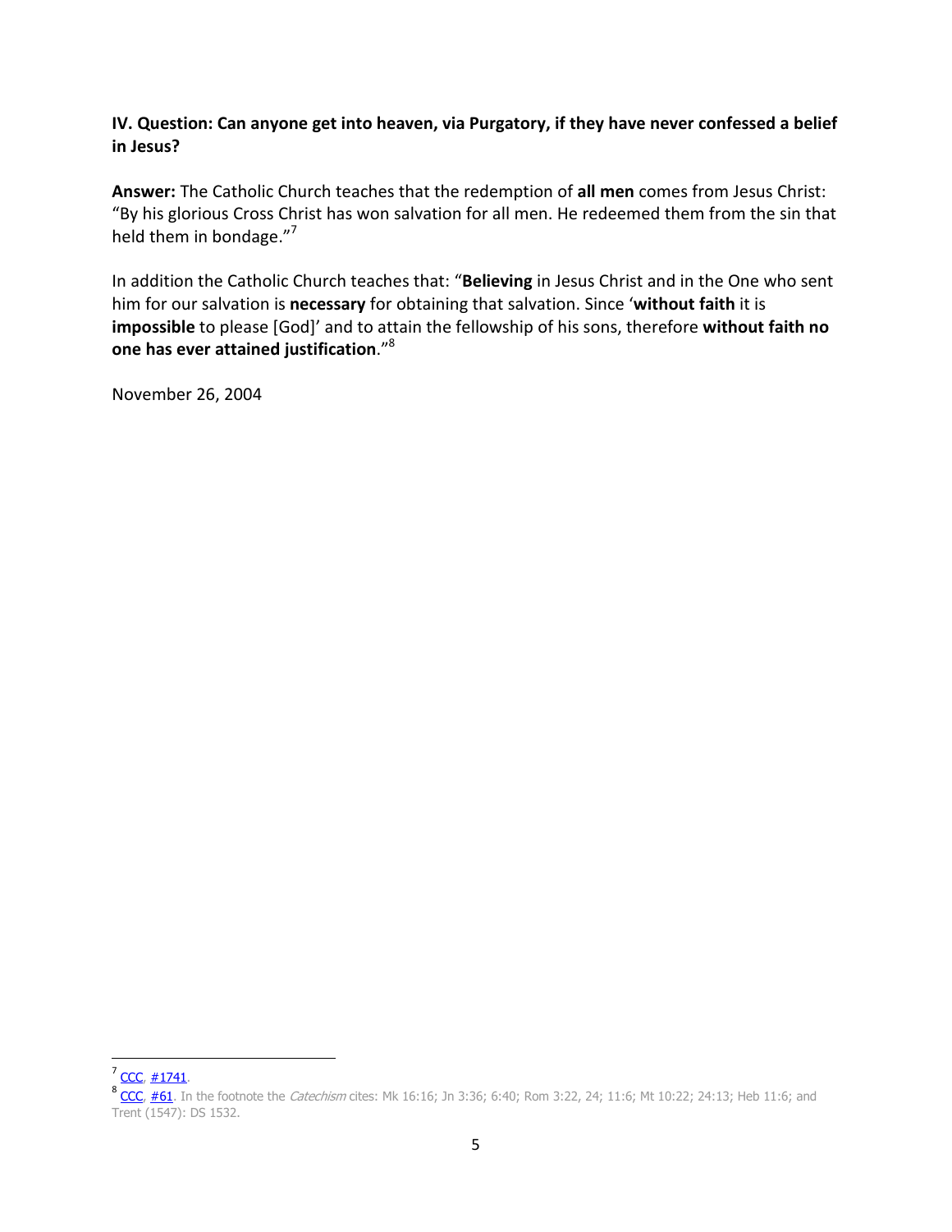**IV. Question: Can anyone get into heaven, via Purgatory, if they have never confessed a belief in Jesus?**

**Answer:** The Catholic Church teaches that the redemption of **all men** comes from Jesus Christ: “By his glorious Cross Christ has won salvation for all men. He redeemed them from the sin that held them in bondage.”[7]

In addition the Catholic Church teaches that: “**Believing** in Jesus Christ and in the One who sent him for our salvation is **necessary** for obtaining that salvation. Since ‘**without faith** it is **impossible** to please [God]’ and to attain the fellowship of his sons, therefore **without faith no one has ever attained justification**.”[8]

November 26, 2004

---

[7] CCC, #1741.

[8] CCC, #61. In the footnote the *Catechism* cites: Mk 16:16; Jn 3:36; 6:40; Rom 3:22, 24; 11:6; Mt 10:22; 24:13; Heb 11:6; and Trent (1547): DS 1532.